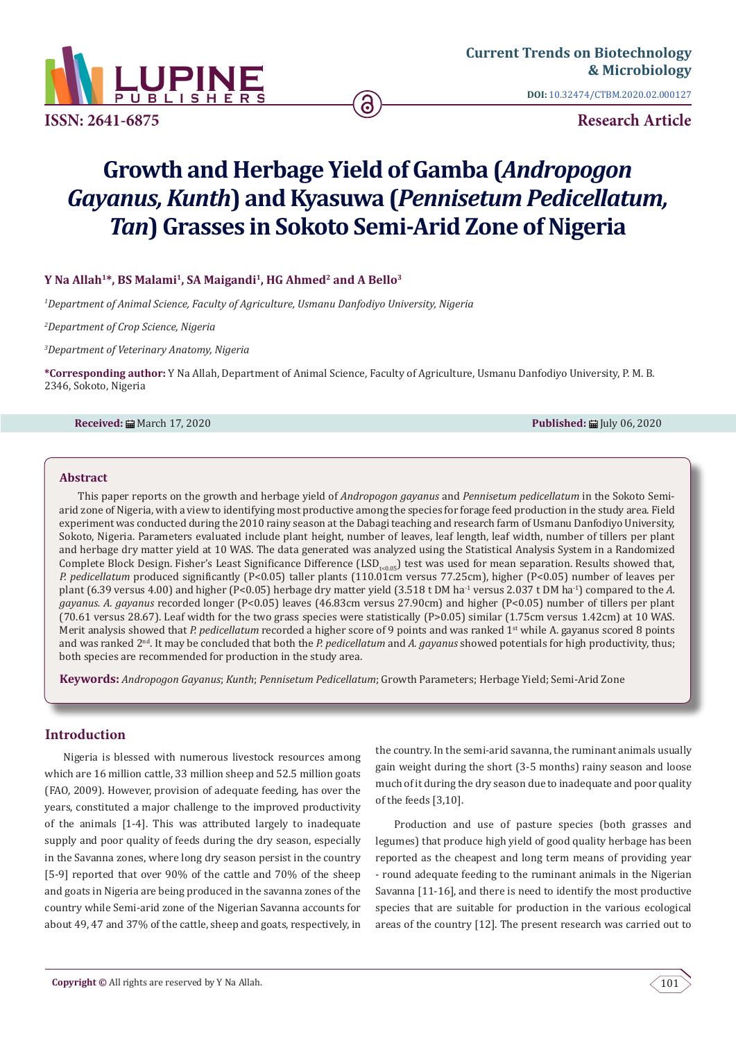# Growth and Herbage Yield of Gamba (*Andropogon Gayanus, Kunth*) and Kyasuwa (*Pennisetum Pedicellatum, Tan*) Grasses in Sokoto Semi-Arid Zone of Nigeria

**Y Na Allah[1]*, BS Malami[1], SA Maigandi[1], HG Ahmed[2] and A Bello[3]**

[1]*Department of Animal Science, Faculty of Agriculture, Usmanu Danfodiyo University, Nigeria*

[2]*Department of Crop Science, Nigeria*

[3]*Department of Veterinary Anatomy, Nigeria*

**\*Corresponding author:** Y Na Allah, Department of Animal Science, Faculty of Agriculture, Usmanu Danfodiyo University, P. M. B. 2346, Sokoto, Nigeria

**Received:** March 17, 2020 **Published:** July 06, 2020

## Abstract

This paper reports on the growth and herbage yield of *Andropogon gayanus* and *Pennisetum pedicellatum* in the Sokoto Semi-arid zone of Nigeria, with a view to identifying most productive among the species for forage feed production in the study area. Field experiment was conducted during the 2010 rainy season at the Dabagi teaching and research farm of Usmanu Danfodiyo University, Sokoto, Nigeria. Parameters evaluated include plant height, number of leaves, leaf length, leaf width, number of tillers per plant and herbage dry matter yield at 10 WAS. The data generated was analyzed using the Statistical Analysis System in a Randomized Complete Block Design. Fisher's Least Significance Difference ($LSD_{t<0.05}$) test was used for mean separation. Results showed that, *P. pedicellatum* produced significantly ($P<0.05$) taller plants (110.01cm versus 77.25cm), higher ($P<0.05$) number of leaves per plant (6.39 versus 4.00) and higher ($P<0.05$) herbage dry matter yield (3.518 t DM $ha^{-1}$ versus 2.037 t DM $ha^{-1}$) compared to the *A. gayanus. A. gayanus* recorded longer ($P<0.05$) leaves (46.83cm versus 27.90cm) and higher ($P<0.05$) number of tillers per plant (70.61 versus 28.67). Leaf width for the two grass species were statistically ($P>0.05$) similar (1.75cm versus 1.42cm) at 10 WAS. Merit analysis showed that *P. pedicellatum* recorded a higher score of 9 points and was ranked 1st while A. gayanus scored 8 points and was ranked 2nd. It may be concluded that both the *P. pedicellatum* and *A. gayanus* showed potentials for high productivity, thus; both species are recommended for production in the study area.

**Keywords:** *Andropogon Gayanus*; *Kunth*; *Pennisetum Pedicellatum*; Growth Parameters; Herbage Yield; Semi-Arid Zone

## Introduction

Nigeria is blessed with numerous livestock resources among which are 16 million cattle, 33 million sheep and 52.5 million goats (FAO, 2009). However, provision of adequate feeding, has over the years, constituted a major challenge to the improved productivity of the animals [1-4]. This was attributed largely to inadequate supply and poor quality of feeds during the dry season, especially in the Savanna zones, where long dry season persist in the country [5-9] reported that over 90% of the cattle and 70% of the sheep and goats in Nigeria are being produced in the savanna zones of the country while Semi-arid zone of the Nigerian Savanna accounts for about 49, 47 and 37% of the cattle, sheep and goats, respectively, in the country. In the semi-arid savanna, the ruminant animals usually gain weight during the short (3-5 months) rainy season and loose much of it during the dry season due to inadequate and poor quality of the feeds [3,10].

Production and use of pasture species (both grasses and legumes) that produce high yield of good quality herbage has been reported as the cheapest and long term means of providing year - round adequate feeding to the ruminant animals in the Nigerian Savanna [11-16], and there is need to identify the most productive species that are suitable for production in the various ecological areas of the country [12]. The present research was carried out to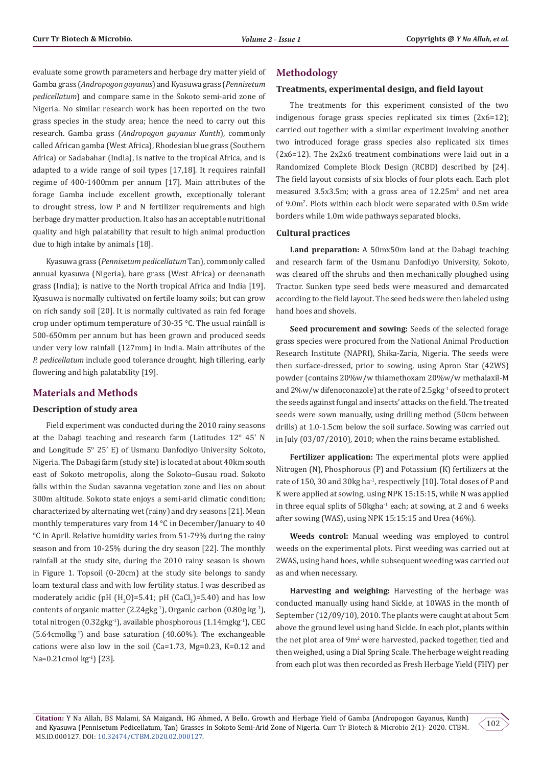evaluate some growth parameters and herbage dry matter yield of Gamba grass (*Andropogon gayanus*) and Kyasuwa grass (*Pennisetum pedicellatum*) and compare same in the Sokoto semi-arid zone of Nigeria. No similar research work has been reported on the two grass species in the study area; hence the need to carry out this research. Gamba grass (*Andropogon gayanus Kunth*), commonly called African gamba (West Africa), Rhodesian blue grass (Southern Africa) or Sadabahar (India), is native to the tropical Africa, and is adapted to a wide range of soil types [17,18]. It requires rainfall regime of 400-1400mm per annum [17]. Main attributes of the forage Gamba include excellent growth, exceptionally tolerant to drought stress, low P and N fertilizer requirements and high herbage dry matter production. It also has an acceptable nutritional quality and high palatability that result to high animal production due to high intake by animals [18].

Kyasuwa grass (*Pennisetum pedicellatum* Tan), commonly called annual kyasuwa (Nigeria), bare grass (West Africa) or deenanath grass (India); is native to the North tropical Africa and India [19]. Kyasuwa is normally cultivated on fertile loamy soils; but can grow on rich sandy soil [20]. It is normally cultivated as rain fed forage crop under optimum temperature of 30-35 °C. The usual rainfall is 500-650mm per annum but has been grown and produced seeds under very low rainfall (127mm) in India. Main attributes of the *P. pedicellatum* include good tolerance drought, high tillering, early flowering and high palatability [19].

## Materials and Methods

### Description of study area

Field experiment was conducted during the 2010 rainy seasons at the Dabagi teaching and research farm (Latitudes 12° 45' N and Longitude 5° 25' E) of Usmanu Danfodiyo University Sokoto, Nigeria. The Dabagi farm (study site) is located at about 40km south east of Sokoto metropolis, along the Sokoto–Gusau road. Sokoto falls within the Sudan savanna vegetation zone and lies on about 300m altitude. Sokoto state enjoys a semi-arid climatic condition; characterized by alternating wet (rainy) and dry seasons [21]. Mean monthly temperatures vary from 14 °C in December/January to 40 °C in April. Relative humidity varies from 51-79% during the rainy season and from 10-25% during the dry season [22]. The monthly rainfall at the study site, during the 2010 rainy season is shown in Figure 1. Topsoil (0-20cm) at the study site belongs to sandy loam textural class and with low fertility status. I was described as moderately acidic (pH ($H_2O$)=5.41; pH ($CaCl_2$)=5.40) and has low contents of organic matter (2.24gkg$^{-1}$), Organic carbon (0.80g kg$^{-1}$), total nitrogen (0.32gkg$^{-1}$), available phosphorous (1.14mgkg$^{-1}$), CEC (5.64cmolkg$^{-1}$) and base saturation (40.60%). The exchangeable cations were also low in the soil (Ca=1.73, Mg=0.23, K=0.12 and Na=0.21cmol kg$^{-1}$) [23].

## Methodology

### Treatments, experimental design, and field layout

The treatments for this experiment consisted of the two indigenous forage grass species replicated six times (2x6=12); carried out together with a similar experiment involving another two introduced forage grass species also replicated six times (2x6=12). The 2x2x6 treatment combinations were laid out in a Randomized Complete Block Design (RCBD) described by [24]. The field layout consists of six blocks of four plots each. Each plot measured 3.5x3.5m; with a gross area of 12.25m$^2$ and net area of 9.0m$^2$. Plots within each block were separated with 0.5m wide borders while 1.0m wide pathways separated blocks.

### Cultural practices

**Land preparation:** A 50mx50m land at the Dabagi teaching and research farm of the Usmanu Danfodiyo University, Sokoto, was cleared off the shrubs and then mechanically ploughed using Tractor. Sunken type seed beds were measured and demarcated according to the field layout. The seed beds were then labeled using hand hoes and shovels.

**Seed procurement and sowing:** Seeds of the selected forage grass species were procured from the National Animal Production Research Institute (NAPRI), Shika-Zaria, Nigeria. The seeds were then surface-dressed, prior to sowing, using Apron Star (42WS) powder (contains 20%w/w thiamethoxam 20%w/w methalaxil-M and 2%w/w difenoconazole) at the rate of 2.5gkg$^{-1}$ of seed to protect the seeds against fungal and insects' attacks on the field. The treated seeds were sown manually, using drilling method (50cm between drills) at 1.0-1.5cm below the soil surface. Sowing was carried out in July (03/07/2010), 2010; when the rains became established.

**Fertilizer application:** The experimental plots were applied Nitrogen (N), Phosphorous (P) and Potassium (K) fertilizers at the rate of 150, 30 and 30kg ha$^{-1}$, respectively [10]. Total doses of P and K were applied at sowing, using NPK 15:15:15, while N was applied in three equal splits of 50kgha$^{-1}$ each; at sowing, at 2 and 6 weeks after sowing (WAS), using NPK 15:15:15 and Urea (46%).

**Weeds control:** Manual weeding was employed to control weeds on the experimental plots. First weeding was carried out at 2WAS, using hand hoes, while subsequent weeding was carried out as and when necessary.

**Harvesting and weighing:** Harvesting of the herbage was conducted manually using hand Sickle, at 10WAS in the month of September (12/09/10), 2010. The plants were caught at about 5cm above the ground level using hand Sickle. In each plot, plants within the net plot area of 9m$^2$ were harvested, packed together, tied and then weighed, using a Dial Spring Scale. The herbage weight reading from each plot was then recorded as Fresh Herbage Yield (FHY) per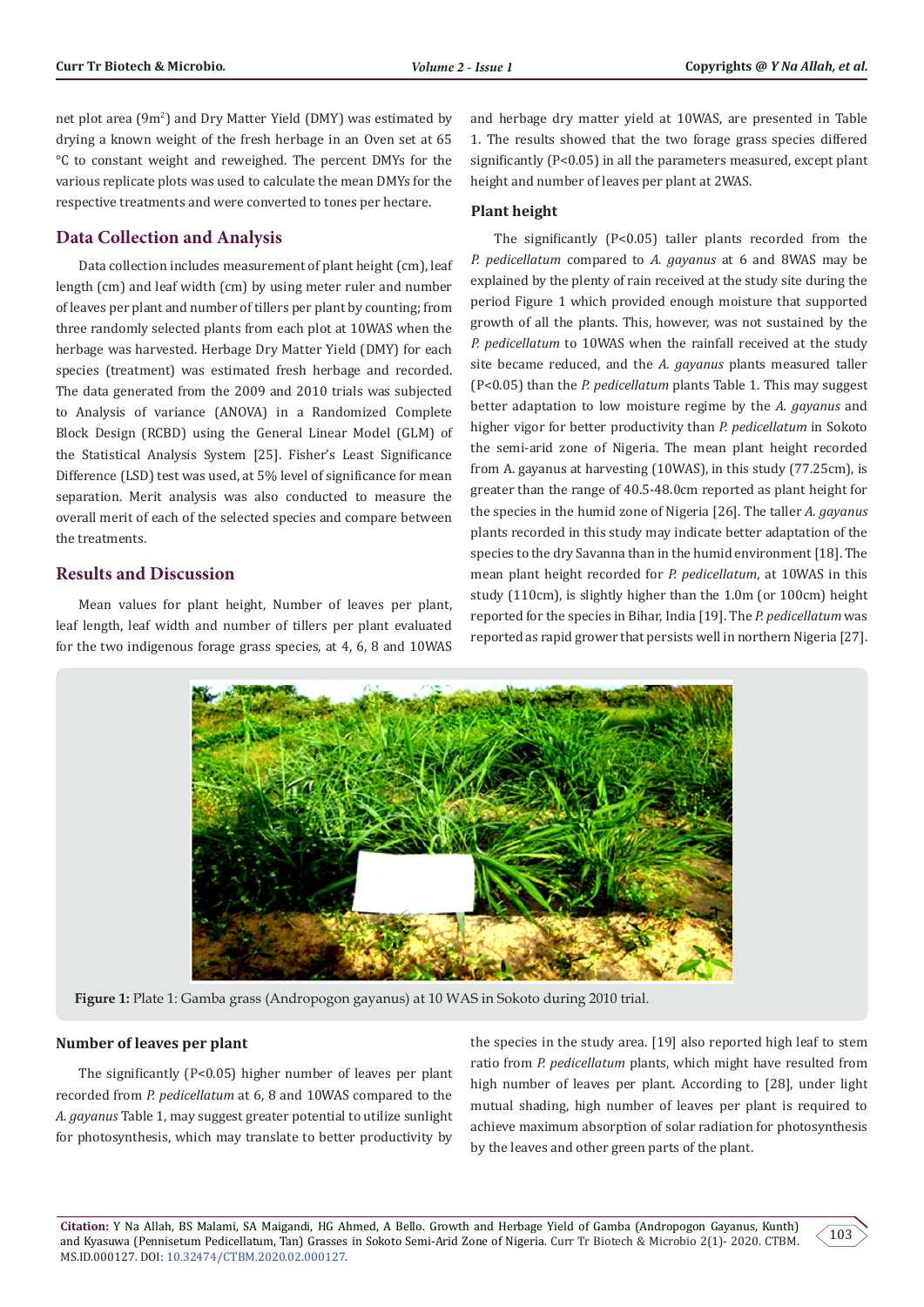net plot area (9m$^2$) and Dry Matter Yield (DMY) was estimated by drying a known weight of the fresh herbage in an Oven set at 65 °C to constant weight and reweighed. The percent DMYs for the various replicate plots was used to calculate the mean DMYs for the respective treatments and were converted to tones per hectare.

## Data Collection and Analysis

Data collection includes measurement of plant height (cm), leaf length (cm) and leaf width (cm) by using meter ruler and number of leaves per plant and number of tillers per plant by counting; from three randomly selected plants from each plot at 10WAS when the herbage was harvested. Herbage Dry Matter Yield (DMY) for each species (treatment) was estimated fresh herbage and recorded. The data generated from the 2009 and 2010 trials was subjected to Analysis of variance (ANOVA) in a Randomized Complete Block Design (RCBD) using the General Linear Model (GLM) of the Statistical Analysis System [25]. Fisher's Least Significance Difference (LSD) test was used, at 5% level of significance for mean separation. Merit analysis was also conducted to measure the overall merit of each of the selected species and compare between the treatments.

## Results and Discussion

Mean values for plant height, Number of leaves per plant, leaf length, leaf width and number of tillers per plant evaluated for the two indigenous forage grass species, at 4, 6, 8 and 10WAS and herbage dry matter yield at 10WAS, are presented in Table 1. The results showed that the two forage grass species differed significantly (P<0.05) in all the parameters measured, except plant height and number of leaves per plant at 2WAS.

### Plant height

The significantly (P<0.05) taller plants recorded from the *P. pedicellatum* compared to *A. gayanus* at 6 and 8WAS may be explained by the plenty of rain received at the study site during the period Figure 1 which provided enough moisture that supported growth of all the plants. This, however, was not sustained by the *P. pedicellatum* to 10WAS when the rainfall received at the study site became reduced, and the *A. gayanus* plants measured taller (P<0.05) than the *P. pedicellatum* plants Table 1. This may suggest better adaptation to low moisture regime by the *A. gayanus* and higher vigor for better productivity than *P. pedicellatum* in Sokoto the semi-arid zone of Nigeria. The mean plant height recorded from A. gayanus at harvesting (10WAS), in this study (77.25cm), is greater than the range of 40.5-48.0cm reported as plant height for the species in the humid zone of Nigeria [26]. The taller *A. gayanus* plants recorded in this study may indicate better adaptation of the species to the dry Savanna than in the humid environment [18]. The mean plant height recorded for *P. pedicellatum*, at 10WAS in this study (110cm), is slightly higher than the 1.0m (or 100cm) height reported for the species in Bihar, India [19]. The *P. pedicellatum* was reported as rapid grower that persists well in northern Nigeria [27].

**Figure 1:** Plate 1: Gamba grass (Andropogon gayanus) at 10 WAS in Sokoto during 2010 trial.

### Number of leaves per plant

The significantly (P<0.05) higher number of leaves per plant recorded from *P. pedicellatum* at 6, 8 and 10WAS compared to the *A. gayanus* Table 1, may suggest greater potential to utilize sunlight for photosynthesis, which may translate to better productivity by the species in the study area. [19] also reported high leaf to stem ratio from *P. pedicellatum* plants, which might have resulted from high number of leaves per plant. According to [28], under light mutual shading, high number of leaves per plant is required to achieve maximum absorption of solar radiation for photosynthesis by the leaves and other green parts of the plant.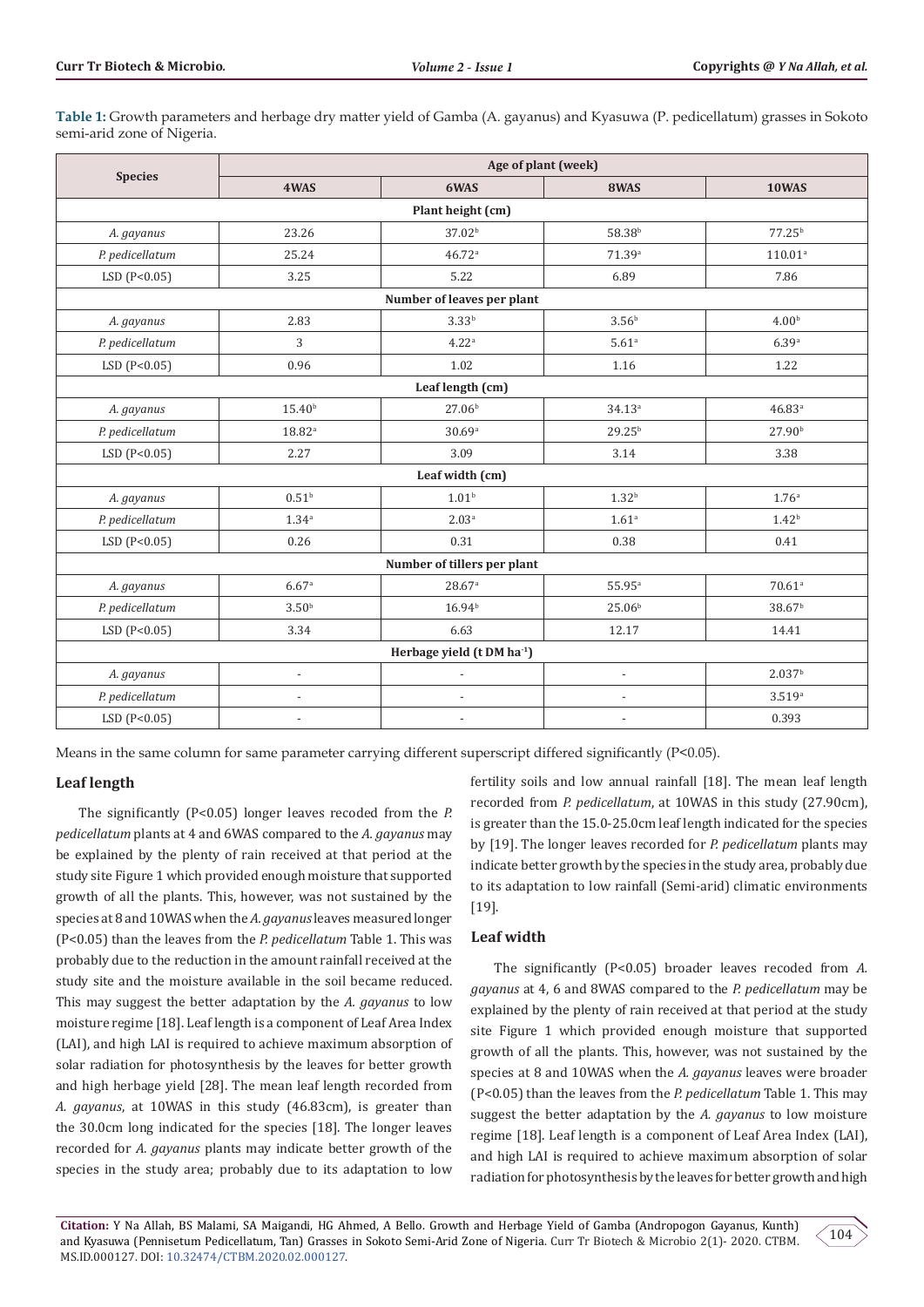**Table 1:** Growth parameters and herbage dry matter yield of Gamba (A. gayanus) and Kyasuwa (P. pedicellatum) grasses in Sokoto semi-arid zone of Nigeria.

| Species | Age of plant (week) | | | |
|---|---|---|---|---|
| | 4WAS | 6WAS | 8WAS | 10WAS |
| **Plant height (cm)** | | | | |
| *A. gayanus* | 23.26 | 37.02[b] | 58.38[b] | 77.25[b] |
| *P. pedicellatum* | 25.24 | 46.72[a] | 71.39[a] | 110.01[a] |
| LSD (P<0.05) | 3.25 | 5.22 | 6.89 | 7.86 |
| **Number of leaves per plant** | | | | |
| *A. gayanus* | 2.83 | 3.33[b] | 3.56[b] | 4.00[b] |
| *P. pedicellatum* | 3 | 4.22[a] | 5.61[a] | 6.39[a] |
| LSD (P<0.05) | 0.96 | 1.02 | 1.16 | 1.22 |
| **Leaf length (cm)** | | | | |
| *A. gayanus* | 15.40[b] | 27.06[b] | 34.13[a] | 46.83[a] |
| *P. pedicellatum* | 18.82[a] | 30.69[a] | 29.25[b] | 27.90[b] |
| LSD (P<0.05) | 2.27 | 3.09 | 3.14 | 3.38 |
| **Leaf width (cm)** | | | | |
| *A. gayanus* | 0.51[b] | 1.01[b] | 1.32[b] | 1.76[a] |
| *P. pedicellatum* | 1.34[a] | 2.03[a] | 1.61[a] | 1.42[b] |
| LSD (P<0.05) | 0.26 | 0.31 | 0.38 | 0.41 |
| **Number of tillers per plant** | | | | |
| *A. gayanus* | 6.67[a] | 28.67[a] | 55.95[a] | 70.61[a] |
| *P. pedicellatum* | 3.50[b] | 16.94[b] | 25.06[b] | 38.67[b] |
| LSD (P<0.05) | 3.34 | 6.63 | 12.17 | 14.41 |
| **Herbage yield (t DM ha$^{-1}$)** | | | | |
| *A. gayanus* | - | - | - | 2.037[b] |
| *P. pedicellatum* | - | - | - | 3.519[a] |
| LSD (P<0.05) | - | - | - | 0.393 |

Means in the same column for same parameter carrying different superscript differed significantly (P<0.05).

### Leaf length

The significantly (P<0.05) longer leaves recoded from the *P. pedicellatum* plants at 4 and 6WAS compared to the *A. gayanus* may be explained by the plenty of rain received at that period at the study site Figure 1 which provided enough moisture that supported growth of all the plants. This, however, was not sustained by the species at 8 and 10WAS when the *A. gayanus* leaves measured longer (P<0.05) than the leaves from the *P. pedicellatum* Table 1. This was probably due to the reduction in the amount rainfall received at the study site and the moisture available in the soil became reduced. This may suggest the better adaptation by the *A. gayanus* to low moisture regime [18]. Leaf length is a component of Leaf Area Index (LAI), and high LAI is required to achieve maximum absorption of solar radiation for photosynthesis by the leaves for better growth and high herbage yield [28]. The mean leaf length recorded from *A. gayanus*, at 10WAS in this study (46.83cm), is greater than the 30.0cm long indicated for the species [18]. The longer leaves recorded for *A. gayanus* plants may indicate better growth of the species in the study area; probably due to its adaptation to low fertility soils and low annual rainfall [18]. The mean leaf length recorded from *P. pedicellatum*, at 10WAS in this study (27.90cm), is greater than the 15.0-25.0cm leaf length indicated for the species by [19]. The longer leaves recorded for *P. pedicellatum* plants may indicate better growth by the species in the study area, probably due to its adaptation to low rainfall (Semi-arid) climatic environments [19].

### Leaf width

The significantly (P<0.05) broader leaves recoded from *A. gayanus* at 4, 6 and 8WAS compared to the *P. pedicellatum* may be explained by the plenty of rain received at that period at the study site Figure 1 which provided enough moisture that supported growth of all the plants. This, however, was not sustained by the species at 8 and 10WAS when the *A. gayanus* leaves were broader (P<0.05) than the leaves from the *P. pedicellatum* Table 1. This may suggest the better adaptation by the *A. gayanus* to low moisture regime [18]. Leaf length is a component of Leaf Area Index (LAI), and high LAI is required to achieve maximum absorption of solar radiation for photosynthesis by the leaves for better growth and high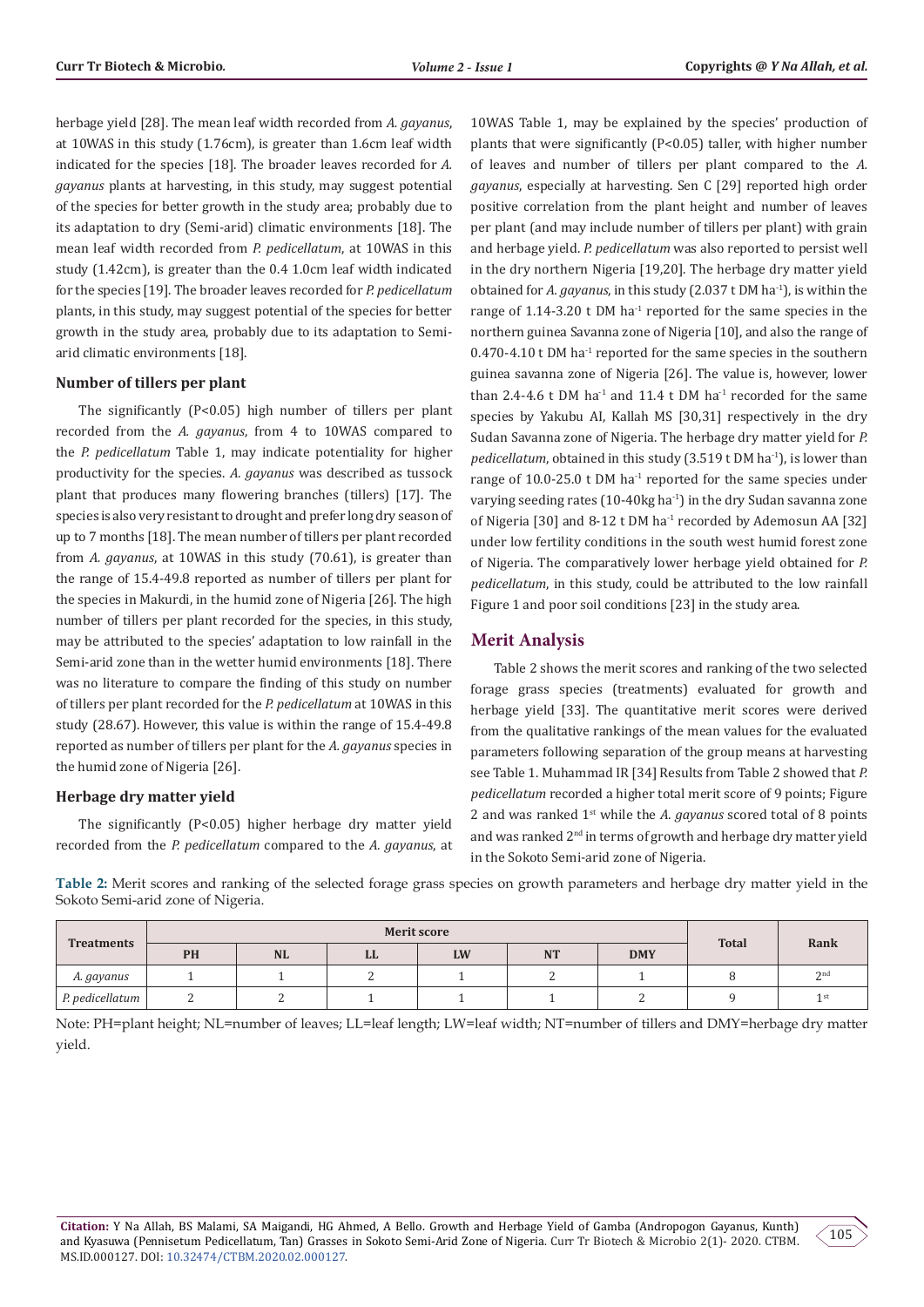herbage yield [28]. The mean leaf width recorded from *A. gayanus*, at 10WAS in this study (1.76cm), is greater than 1.6cm leaf width indicated for the species [18]. The broader leaves recorded for *A. gayanus* plants at harvesting, in this study, may suggest potential of the species for better growth in the study area; probably due to its adaptation to dry (Semi-arid) climatic environments [18]. The mean leaf width recorded from *P. pedicellatum*, at 10WAS in this study (1.42cm), is greater than the 0.4 1.0cm leaf width indicated for the species [19]. The broader leaves recorded for *P. pedicellatum* plants, in this study, may suggest potential of the species for better growth in the study area, probably due to its adaptation to Semi-arid climatic environments [18].

### Number of tillers per plant

The significantly (P<0.05) high number of tillers per plant recorded from the *A. gayanus*, from 4 to 10WAS compared to the *P. pedicellatum* Table 1, may indicate potentiality for higher productivity for the species. *A. gayanus* was described as tussock plant that produces many flowering branches (tillers) [17]. The species is also very resistant to drought and prefer long dry season of up to 7 months [18]. The mean number of tillers per plant recorded from *A. gayanus*, at 10WAS in this study (70.61), is greater than the range of 15.4-49.8 reported as number of tillers per plant for the species in Makurdi, in the humid zone of Nigeria [26]. The high number of tillers per plant recorded for the species, in this study, may be attributed to the species' adaptation to low rainfall in the Semi-arid zone than in the wetter humid environments [18]. There was no literature to compare the finding of this study on number of tillers per plant recorded for the *P. pedicellatum* at 10WAS in this study (28.67). However, this value is within the range of 15.4-49.8 reported as number of tillers per plant for the *A. gayanus* species in the humid zone of Nigeria [26].

### Herbage dry matter yield

The significantly (P<0.05) higher herbage dry matter yield recorded from the *P. pedicellatum* compared to the *A. gayanus*, at 10WAS Table 1, may be explained by the species' production of plants that were significantly (P<0.05) taller, with higher number of leaves and number of tillers per plant compared to the *A. gayanus*, especially at harvesting. Sen C [29] reported high order positive correlation from the plant height and number of leaves per plant (and may include number of tillers per plant) with grain and herbage yield. *P. pedicellatum* was also reported to persist well in the dry northern Nigeria [19,20]. The herbage dry matter yield obtained for *A. gayanus*, in this study (2.037 t DM $ha^{-1}$), is within the range of 1.14-3.20 t DM $ha^{-1}$ reported for the same species in the northern guinea Savanna zone of Nigeria [10], and also the range of 0.470-4.10 t DM $ha^{-1}$ reported for the same species in the southern guinea savanna zone of Nigeria [26]. The value is, however, lower than 2.4-4.6 t DM $ha^{-1}$ and 11.4 t DM $ha^{-1}$ recorded for the same species by Yakubu AI, Kallah MS [30,31] respectively in the dry Sudan Savanna zone of Nigeria. The herbage dry matter yield for *P. pedicellatum*, obtained in this study (3.519 t DM $ha^{-1}$), is lower than range of 10.0-25.0 t DM $ha^{-1}$ reported for the same species under varying seeding rates (10-40kg $ha^{-1}$) in the dry Sudan savanna zone of Nigeria [30] and 8-12 t DM $ha^{-1}$ recorded by Ademosun AA [32] under low fertility conditions in the south west humid forest zone of Nigeria. The comparatively lower herbage yield obtained for *P. pedicellatum*, in this study, could be attributed to the low rainfall Figure 1 and poor soil conditions [23] in the study area.

## Merit Analysis

Table 2 shows the merit scores and ranking of the two selected forage grass species (treatments) evaluated for growth and herbage yield [33]. The quantitative merit scores were derived from the qualitative rankings of the mean values for the evaluated parameters following separation of the group means at harvesting see Table 1. Muhammad IR [34] Results from Table 2 showed that *P. pedicellatum* recorded a higher total merit score of 9 points; Figure 2 and was ranked 1st while the *A. gayanus* scored total of 8 points and was ranked 2nd in terms of growth and herbage dry matter yield in the Sokoto Semi-arid zone of Nigeria.

**Table 2:** Merit scores and ranking of the selected forage grass species on growth parameters and herbage dry matter yield in the Sokoto Semi-arid zone of Nigeria.

| Treatments | Merit score | | | | | | Total | Rank |
|---|---|---|---|---|---|---|---|---|
| | PH | NL | LL | LW | NT | DMY | | |
| *A. gayanus* | 1 | 1 | 2 | 1 | 2 | 1 | 8 | 2nd |
| *P. pedicellatum* | 2 | 2 | 1 | 1 | 1 | 2 | 9 | 1st |

Note: PH=plant height; NL=number of leaves; LL=leaf length; LW=leaf width; NT=number of tillers and DMY=herbage dry matter yield.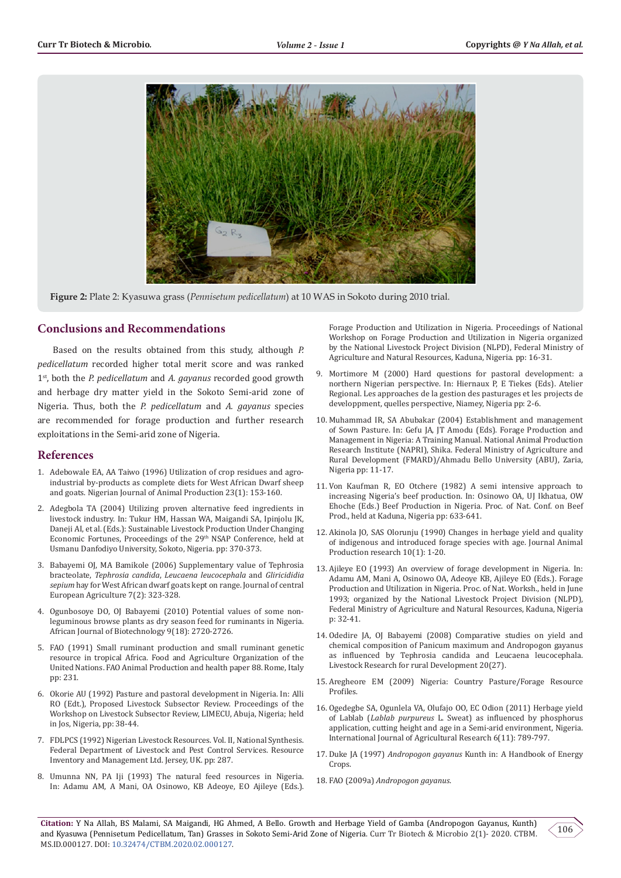Figure 2: Plate 2: Kyasuwa grass (*Pennisetum pedicellatum*) at 10 WAS in Sokoto during 2010 trial.

## Conclusions and Recommendations

Based on the results obtained from this study, although *P. pedicellatum* recorded higher total merit score and was ranked 1st, both the *P. pedicellatum* and *A. gayanus* recorded good growth and herbage dry matter yield in the Sokoto Semi-arid zone of Nigeria. Thus, both the *P. pedicellatum* and *A. gayanus* species are recommended for forage production and further research exploitations in the Semi-arid zone of Nigeria.

## References

1. Adebowale EA, AA Taiwo (1996) Utilization of crop residues and agro-industrial by-products as complete diets for West African Dwarf sheep and goats. Nigerian Journal of Animal Production 23(1): 153-160.
2. Adegbola TA (2004) Utilizing proven alternative feed ingredients in livestock industry. In: Tukur HM, Hassan WA, Maigandi SA, Ipinjolu JK, Daneji AI, et al. (Eds.): Sustainable Livestock Production Under Changing Economic Fortunes, Proceedings of the 29th NSAP Conference, held at Usmanu Danfodiyo University, Sokoto, Nigeria. pp: 370-373.
3. Babayemi OJ, MA Bamikole (2006) Supplementary value of Tephrosia bracteolate, *Tephrosia candida*, *Leucaena leucocephala* and *Gliricidia sepium* hay for West African dwarf goats kept on range. Journal of central European Agriculture 7(2): 323-328.
4. Ogunbosoye DO, OJ Babayemi (2010) Potential values of some non-leguminous browse plants as dry season feed for ruminants in Nigeria. African Journal of Biotechnology 9(18): 2720-2726.
5. FAO (1991) Small ruminant production and small ruminant genetic resource in tropical Africa. Food and Agriculture Organization of the United Nations. FAO Animal Production and health paper 88. Rome, Italy pp: 231.
6. Okorie AU (1992) Pasture and pastoral development in Nigeria. In: Alli RO (Edt.), Proposed Livestock Subsector Review. Proceedings of the Workshop on Livestock Subsector Review, LIMECU, Abuja, Nigeria; held in Jos, Nigeria, pp: 38-44.
7. FDLPCS (1992) Nigerian Livestock Resources. Vol. II, National Synthesis. Federal Department of Livestock and Pest Control Services. Resource Inventory and Management Ltd. Jersey, UK. pp: 287.
8. Umunna NN, PA Iji (1993) The natural feed resources in Nigeria. In: Adamu AM, A Mani, OA Osinowo, KB Adeoye, EO Ajileye (Eds.). Forage Production and Utilization in Nigeria. Proceedings of National Workshop on Forage Production and Utilization in Nigeria organized by the National Livestock Project Division (NLPD), Federal Ministry of Agriculture and Natural Resources, Kaduna, Nigeria. pp: 16-31.
9. Mortimore M (2000) Hard questions for pastoral development: a northern Nigerian perspective. In: Hiernaux P, E Tiekes (Eds). Atelier Regional. Les approaches de la gestion des pasturages et les projects de developpment, quelles perspective, Niamey, Nigeria pp: 2-6.
10. Muhammad IR, SA Abubakar (2004) Establishment and management of Sown Pasture. In: Gefu JA, JT Amodu (Eds). Forage Production and Management in Nigeria: A Training Manual. National Animal Production Research Institute (NAPRI), Shika. Federal Ministry of Agriculture and Rural Development (FMARD)/Ahmadu Bello University (ABU), Zaria, Nigeria pp: 11-17.
11. Von Kaufman R, EO Otchere (1982) A semi intensive approach to increasing Nigeria's beef production. In: Osinowo OA, UJ Ikhatua, OW Ehoche (Eds.) Beef Production in Nigeria. Proc. of Nat. Conf. on Beef Prod., held at Kaduna, Nigeria pp: 633-641.
12. Akinola JO, SAS Olorunju (1990) Changes in herbage yield and quality of indigenous and introduced forage species with age. Journal Animal Production research 10(1): 1-20.
13. Ajileye EO (1993) An overview of forage development in Nigeria. In: Adamu AM, Mani A, Osinowo OA, Adeoye KB, Ajileye EO (Eds.). Forage Production and Utilization in Nigeria. Proc. of Nat. Worksh., held in June 1993; organized by the National Livestock Project Division (NLPD), Federal Ministry of Agriculture and Natural Resources, Kaduna, Nigeria p: 32-41.
14. Odedire JA, OJ Babayemi (2008) Comparative studies on yield and chemical composition of Panicum maximum and Andropogon gayanus as influenced by Tephrosia candida and Leucaena leucocephala. Livestock Research for rural Development 20(27).
15. Aregheore EM (2009) Nigeria: Country Pasture/Forage Resource Profiles.
16. Ogedegbe SA, Ogunlela VA, Olufajo OO, EC Odion (2011) Herbage yield of Lablab (*Lablab purpureus* L. Sweat) as influenced by phosphorus application, cutting height and age in a Semi-arid environment, Nigeria. International Journal of Agricultural Research 6(11): 789-797.
17. Duke JA (1997) *Andropogon gayanus* Kunth in: A Handbook of Energy Crops.
18. FAO (2009a) *Andropogon gayanus.*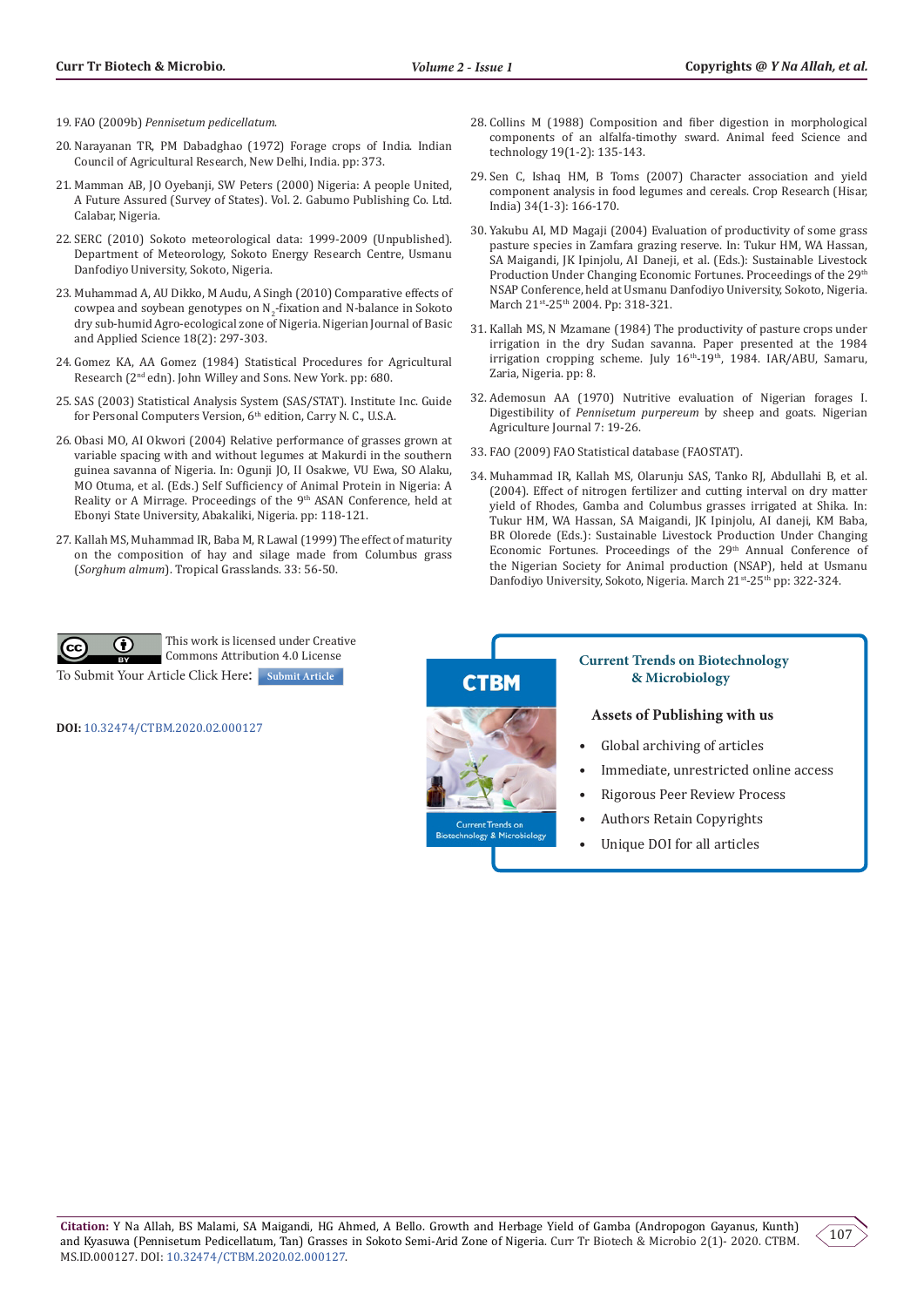19. FAO (2009b) *Pennisetum pedicellatum.*

20. Narayanan TR, PM Dabadghao (1972) Forage crops of India. Indian Council of Agricultural Research, New Delhi, India. pp: 373.

21. Mamman AB, JO Oyebanji, SW Peters (2000) Nigeria: A people United, A Future Assured (Survey of States). Vol. 2. Gabumo Publishing Co. Ltd. Calabar, Nigeria.

22. SERC (2010) Sokoto meteorological data: 1999-2009 (Unpublished). Department of Meteorology, Sokoto Energy Research Centre, Usmanu Danfodiyo University, Sokoto, Nigeria.

23. Muhammad A, AU Dikko, M Audu, A Singh (2010) Comparative effects of cowpea and soybean genotypes on $N_2$-fixation and N-balance in Sokoto dry sub-humid Agro-ecological zone of Nigeria. Nigerian Journal of Basic and Applied Science 18(2): 297-303.

24. Gomez KA, AA Gomez (1984) Statistical Procedures for Agricultural Research (2nd edn). John Willey and Sons. New York. pp: 680.

25. SAS (2003) Statistical Analysis System (SAS/STAT). Institute Inc. Guide for Personal Computers Version, 6th edition, Carry N. C., U.S.A.

26. Obasi MO, AI Okwori (2004) Relative performance of grasses grown at variable spacing with and without legumes at Makurdi in the southern guinea savanna of Nigeria. In: Ogunji JO, II Osakwe, VU Ewa, SO Alaku, MO Otuma, et al. (Eds.) Self Sufficiency of Animal Protein in Nigeria: A Reality or A Mirrage. Proceedings of the 9th ASAN Conference, held at Ebonyi State University, Abakaliki, Nigeria. pp: 118-121.

27. Kallah MS, Muhammad IR, Baba M, R Lawal (1999) The effect of maturity on the composition of hay and silage made from Columbus grass (*Sorghum almum*). Tropical Grasslands. 33: 56-50.

28. Collins M (1988) Composition and fiber digestion in morphological components of an alfalfa-timothy sward. Animal feed Science and technology 19(1-2): 135-143.

29. Sen C, Ishaq HM, B Toms (2007) Character association and yield component analysis in food legumes and cereals. Crop Research (Hisar, India) 34(1-3): 166-170.

30. Yakubu AI, MD Magaji (2004) Evaluation of productivity of some grass pasture species in Zamfara grazing reserve. In: Tukur HM, WA Hassan, SA Maigandi, JK Ipinjolu, AI Daneji, et al. (Eds.): Sustainable Livestock Production Under Changing Economic Fortunes. Proceedings of the 29th NSAP Conference, held at Usmanu Danfodiyo University, Sokoto, Nigeria. March 21st-25th 2004. Pp: 318-321.

31. Kallah MS, N Mzamane (1984) The productivity of pasture crops under irrigation in the dry Sudan savanna. Paper presented at the 1984 irrigation cropping scheme. July 16th-19th, 1984. IAR/ABU, Samaru, Zaria, Nigeria. pp: 8.

32. Ademosun AA (1970) Nutritive evaluation of Nigerian forages I. Digestibility of *Pennisetum purpeream* by sheep and goats. Nigerian Agriculture Journal 7: 19-26.

33. FAO (2009) FAO Statistical database (FAOSTAT).

34. Muhammad IR, Kallah MS, Olarunju SAS, Tanko RJ, Abdullahi B, et al. (2004). Effect of nitrogen fertilizer and cutting interval on dry matter yield of Rhodes, Gamba and Columbus grasses irrigated at Shika. In: Tukur HM, WA Hassan, SA Maigandi, JK Ipinjolu, AI daneji, KM Baba, BR Olorede (Eds.): Sustainable Livestock Production Under Changing Economic Fortunes. Proceedings of the 29th Annual Conference of the Nigerian Society for Animal production (NSAP), held at Usmanu Danfodiyo University, Sokoto, Nigeria. March 21st-25th pp: 322-324.

This work is licensed under Creative Commons Attribution 4.0 License

To Submit Your Article Click Here: Submit Article

**DOI:** 10.32474/CTBM.2020.02.000127

**Current Trends on Biotechnology & Microbiology**

**Assets of Publishing with us**

- Global archiving of articles
- Immediate, unrestricted online access
- Rigorous Peer Review Process
- Authors Retain Copyrights
- Unique DOI for all articles

**Citation:** Y Na Allah, BS Malami, SA Maigandi, HG Ahmed, A Bello. Growth and Herbage Yield of Gamba (Andropogon Gayanus, Kunth) and Kyasuwa (Pennisetum Pedicellatum, Tan) Grasses in Sokoto Semi-Arid Zone of Nigeria. Curr Tr Biotech & Microbio 2(1)- 2020. CTBM. MS.ID.000127. DOI: 10.32474/CTBM.2020.02.000127.